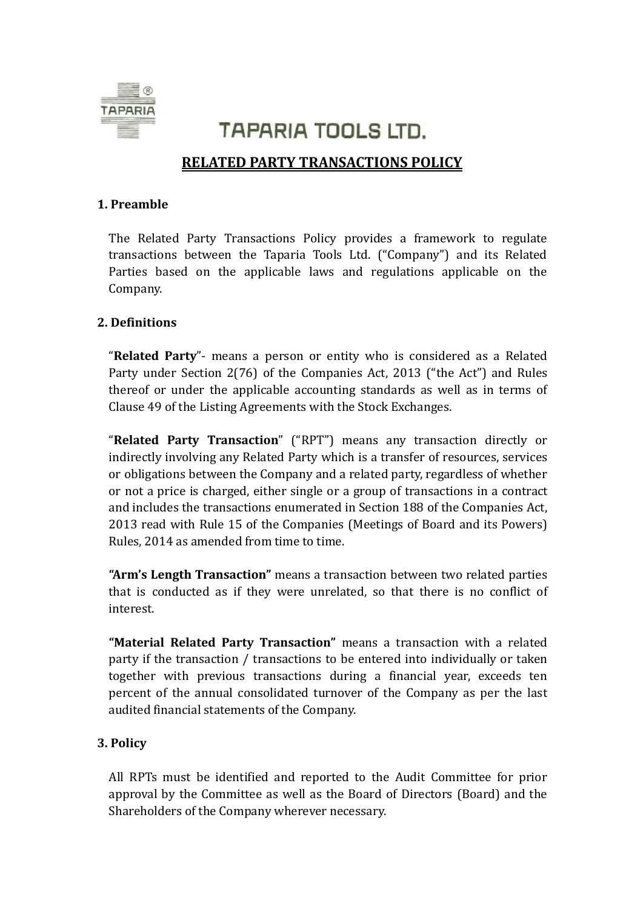# TAPARIA TOOLS LTD.

## RELATED PARTY TRANSACTIONS POLICY

### 1. Preamble

The Related Party Transactions Policy provides a framework to regulate transactions between the Taparia Tools Ltd. ("Company") and its Related Parties based on the applicable laws and regulations applicable on the Company.

### 2. Definitions

"**Related Party**"- means a person or entity who is considered as a Related Party under Section 2(76) of the Companies Act, 2013 ("the Act") and Rules thereof or under the applicable accounting standards as well as in terms of Clause 49 of the Listing Agreements with the Stock Exchanges.

"**Related Party Transaction**" ("RPT") means any transaction directly or indirectly involving any Related Party which is a transfer of resources, services or obligations between the Company and a related party, regardless of whether or not a price is charged, either single or a group of transactions in a contract and includes the transactions enumerated in Section 188 of the Companies Act, 2013 read with Rule 15 of the Companies (Meetings of Board and its Powers) Rules, 2014 as amended from time to time.

**"Arm's Length Transaction"** means a transaction between two related parties that is conducted as if they were unrelated, so that there is no conflict of interest.

**"Material Related Party Transaction"** means a transaction with a related party if the transaction / transactions to be entered into individually or taken together with previous transactions during a financial year, exceeds ten percent of the annual consolidated turnover of the Company as per the last audited financial statements of the Company.

### 3. Policy

All RPTs must be identified and reported to the Audit Committee for prior approval by the Committee as well as the Board of Directors (Board) and the Shareholders of the Company wherever necessary.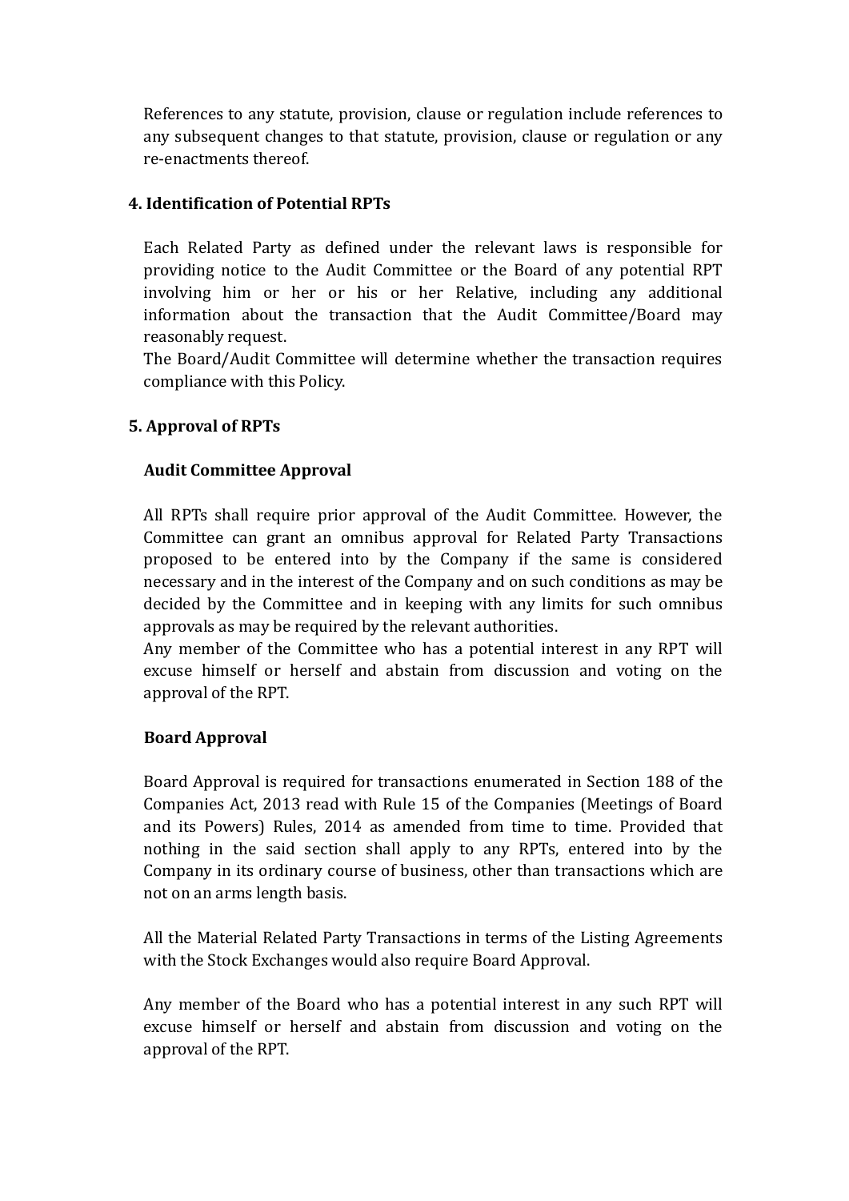References to any statute, provision, clause or regulation include references to any subsequent changes to that statute, provision, clause or regulation or any re-enactments thereof.

## 4. Identification of Potential RPTs

Each Related Party as defined under the relevant laws is responsible for providing notice to the Audit Committee or the Board of any potential RPT involving him or her or his or her Relative, including any additional information about the transaction that the Audit Committee/Board may reasonably request.

The Board/Audit Committee will determine whether the transaction requires compliance with this Policy.

## 5. Approval of RPTs

### Audit Committee Approval

All RPTs shall require prior approval of the Audit Committee. However, the Committee can grant an omnibus approval for Related Party Transactions proposed to be entered into by the Company if the same is considered necessary and in the interest of the Company and on such conditions as may be decided by the Committee and in keeping with any limits for such omnibus approvals as may be required by the relevant authorities.

Any member of the Committee who has a potential interest in any RPT will excuse himself or herself and abstain from discussion and voting on the approval of the RPT.

### Board Approval

Board Approval is required for transactions enumerated in Section 188 of the Companies Act, 2013 read with Rule 15 of the Companies (Meetings of Board and its Powers) Rules, 2014 as amended from time to time. Provided that nothing in the said section shall apply to any RPTs, entered into by the Company in its ordinary course of business, other than transactions which are not on an arms length basis.

All the Material Related Party Transactions in terms of the Listing Agreements with the Stock Exchanges would also require Board Approval.

Any member of the Board who has a potential interest in any such RPT will excuse himself or herself and abstain from discussion and voting on the approval of the RPT.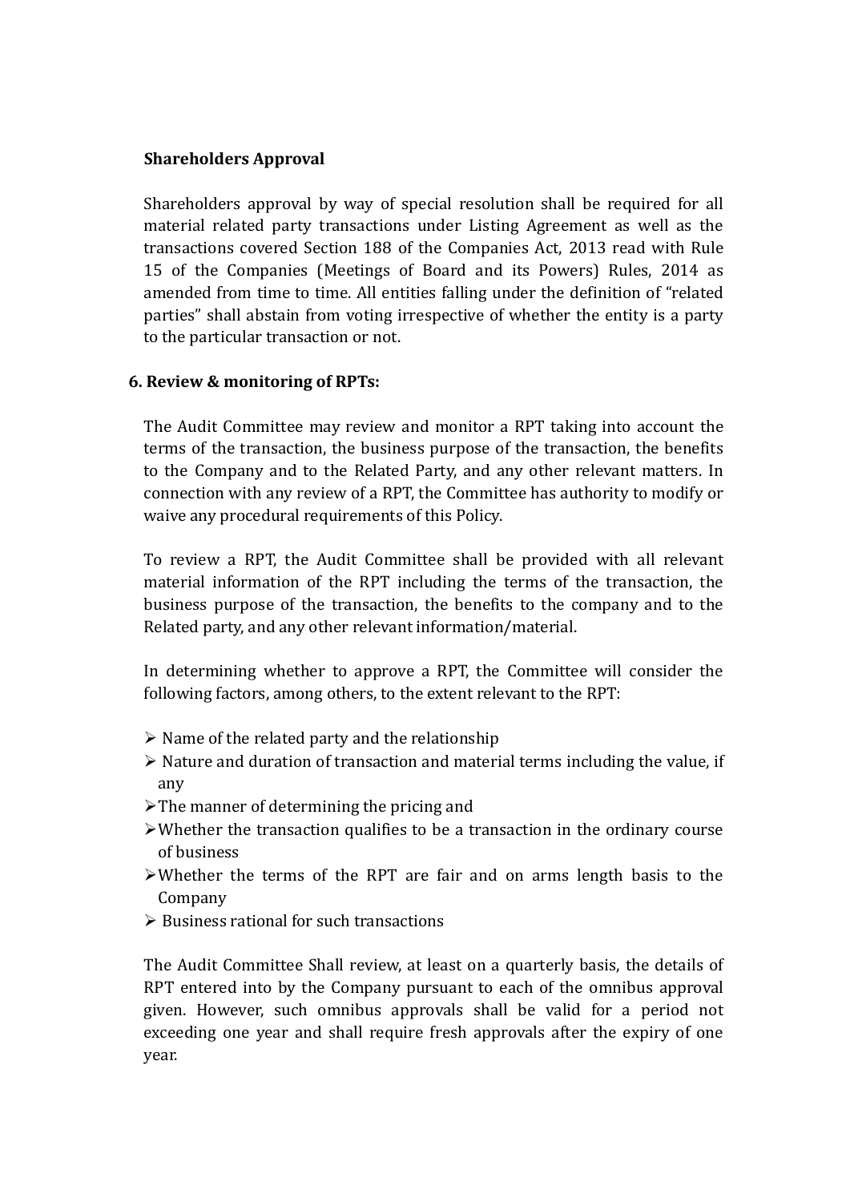**Shareholders Approval**

Shareholders approval by way of special resolution shall be required for all material related party transactions under Listing Agreement as well as the transactions covered Section 188 of the Companies Act, 2013 read with Rule 15 of the Companies (Meetings of Board and its Powers) Rules, 2014 as amended from time to time. All entities falling under the definition of "related parties" shall abstain from voting irrespective of whether the entity is a party to the particular transaction or not.

**6. Review & monitoring of RPTs:**

The Audit Committee may review and monitor a RPT taking into account the terms of the transaction, the business purpose of the transaction, the benefits to the Company and to the Related Party, and any other relevant matters. In connection with any review of a RPT, the Committee has authority to modify or waive any procedural requirements of this Policy.

To review a RPT, the Audit Committee shall be provided with all relevant material information of the RPT including the terms of the transaction, the business purpose of the transaction, the benefits to the company and to the Related party, and any other relevant information/material.

In determining whether to approve a RPT, the Committee will consider the following factors, among others, to the extent relevant to the RPT:

- Name of the related party and the relationship
- Nature and duration of transaction and material terms including the value, if any
- The manner of determining the pricing and
- Whether the transaction qualifies to be a transaction in the ordinary course of business
- Whether the terms of the RPT are fair and on arms length basis to the Company
- Business rational for such transactions

The Audit Committee Shall review, at least on a quarterly basis, the details of RPT entered into by the Company pursuant to each of the omnibus approval given. However, such omnibus approvals shall be valid for a period not exceeding one year and shall require fresh approvals after the expiry of one year.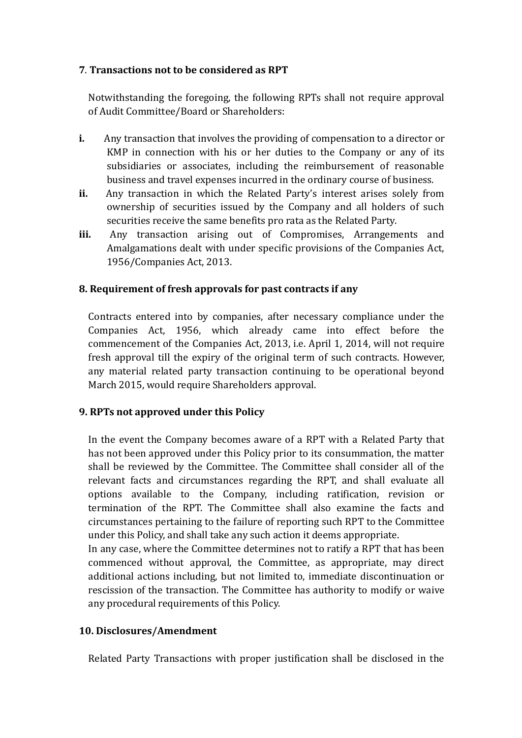## 7. Transactions not to be considered as RPT

Notwithstanding the foregoing, the following RPTs shall not require approval of Audit Committee/Board or Shareholders:

- **i.** Any transaction that involves the providing of compensation to a director or KMP in connection with his or her duties to the Company or any of its subsidiaries or associates, including the reimbursement of reasonable business and travel expenses incurred in the ordinary course of business.
- **ii.** Any transaction in which the Related Party's interest arises solely from ownership of securities issued by the Company and all holders of such securities receive the same benefits pro rata as the Related Party.
- **iii.** Any transaction arising out of Compromises, Arrangements and Amalgamations dealt with under specific provisions of the Companies Act, 1956/Companies Act, 2013.

## 8. Requirement of fresh approvals for past contracts if any

Contracts entered into by companies, after necessary compliance under the Companies Act, 1956, which already came into effect before the commencement of the Companies Act, 2013, i.e. April 1, 2014, will not require fresh approval till the expiry of the original term of such contracts. However, any material related party transaction continuing to be operational beyond March 2015, would require Shareholders approval.

## 9. RPTs not approved under this Policy

In the event the Company becomes aware of a RPT with a Related Party that has not been approved under this Policy prior to its consummation, the matter shall be reviewed by the Committee. The Committee shall consider all of the relevant facts and circumstances regarding the RPT, and shall evaluate all options available to the Company, including ratification, revision or termination of the RPT. The Committee shall also examine the facts and circumstances pertaining to the failure of reporting such RPT to the Committee under this Policy, and shall take any such action it deems appropriate.

In any case, where the Committee determines not to ratify a RPT that has been commenced without approval, the Committee, as appropriate, may direct additional actions including, but not limited to, immediate discontinuation or rescission of the transaction. The Committee has authority to modify or waive any procedural requirements of this Policy.

## 10. Disclosures/Amendment

Related Party Transactions with proper justification shall be disclosed in the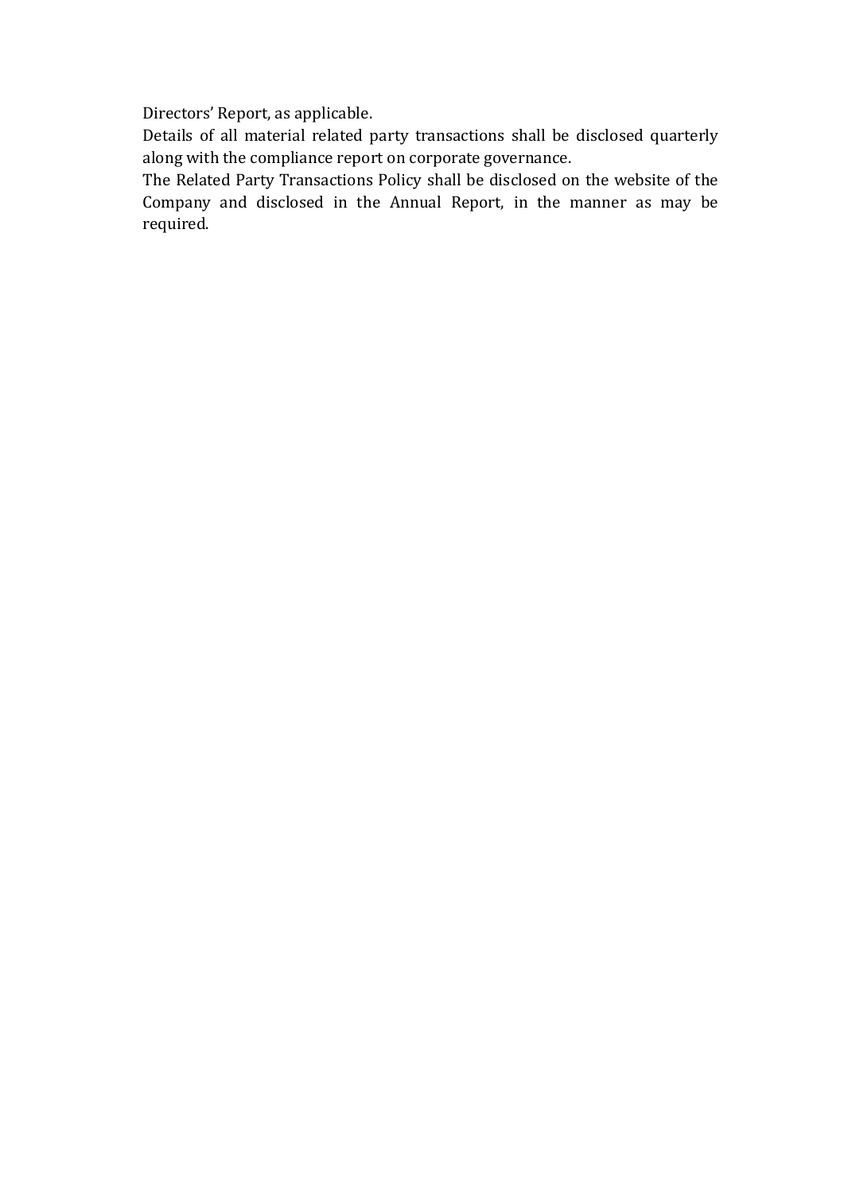Directors' Report, as applicable.

Details of all material related party transactions shall be disclosed quarterly along with the compliance report on corporate governance.

The Related Party Transactions Policy shall be disclosed on the website of the Company and disclosed in the Annual Report, in the manner as may be required.